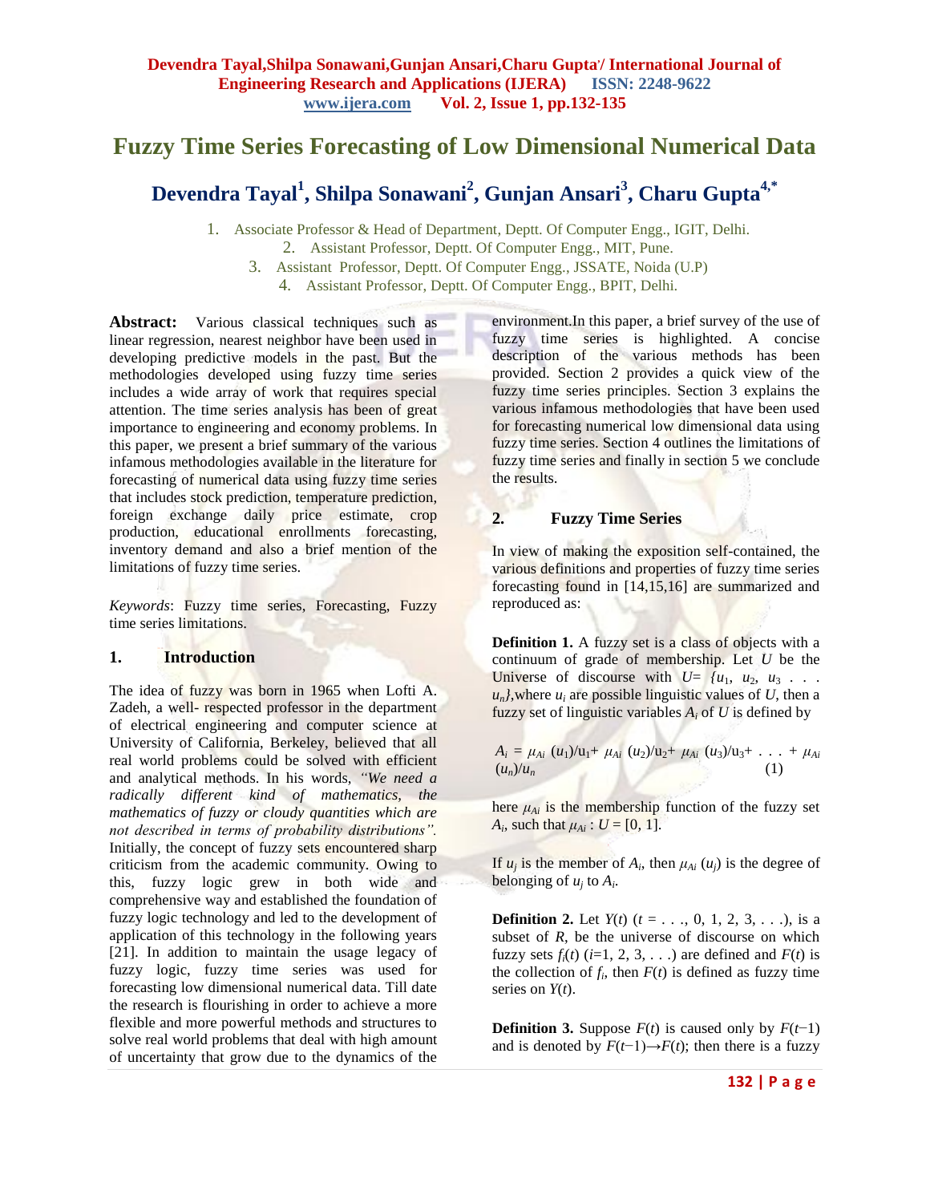# Fuzzy Time Series Forecasting of Low Dimensional Numerical Data

## Devendra Tayal[1], Shilpa Sonawani[2], Gunjan Ansari[3], Charu Gupta[4,*]

1. Associate Professor & Head of Department, Deptt. Of Computer Engg., IGIT, Delhi.
2. Assistant Professor, Deptt. Of Computer Engg., MIT, Pune.
3. Assistant Professor, Deptt. Of Computer Engg., JSSATE, Noida (U.P)
4. Assistant Professor, Deptt. Of Computer Engg., BPIT, Delhi.

**Abstract:** Various classical techniques such as linear regression, nearest neighbor have been used in developing predictive models in the past. But the methodologies developed using fuzzy time series includes a wide array of work that requires special attention. The time series analysis has been of great importance to engineering and economy problems. In this paper, we present a brief summary of the various infamous methodologies available in the literature for forecasting of numerical data using fuzzy time series that includes stock prediction, temperature prediction, foreign exchange daily price estimate, crop production, educational enrollments forecasting, inventory demand and also a brief mention of the limitations of fuzzy time series.

*Keywords*: Fuzzy time series, Forecasting, Fuzzy time series limitations.

## 1. Introduction

The idea of fuzzy was born in 1965 when Lofti A. Zadeh, a well- respected professor in the department of electrical engineering and computer science at University of California, Berkeley, believed that all real world problems could be solved with efficient and analytical methods. In his words, *"We need a radically different kind of mathematics, the mathematics of fuzzy or cloudy quantities which are not described in terms of probability distributions".* Initially, the concept of fuzzy sets encountered sharp criticism from the academic community. Owing to this, fuzzy logic grew in both wide and comprehensive way and established the foundation of fuzzy logic technology and led to the development of application of this technology in the following years [21]. In addition to maintain the usage legacy of fuzzy logic, fuzzy time series was used for forecasting low dimensional numerical data. Till date the research is flourishing in order to achieve a more flexible and more powerful methods and structures to solve real world problems that deal with high amount of uncertainty that grow due to the dynamics of the environment.In this paper, a brief survey of the use of fuzzy time series is highlighted. A concise description of the various methods has been provided. Section 2 provides a quick view of the fuzzy time series principles. Section 3 explains the various infamous methodologies that have been used for forecasting numerical low dimensional data using fuzzy time series. Section 4 outlines the limitations of fuzzy time series and finally in section 5 we conclude the results.

## 2. Fuzzy Time Series

In view of making the exposition self-contained, the various definitions and properties of fuzzy time series forecasting found in [14,15,16] are summarized and reproduced as:

**Definition 1.** A fuzzy set is a class of objects with a continuum of grade of membership. Let $U$ be the Universe of discourse with $U= \{u_1, u_2, u_3 \ldots u_n\}$,where $u_i$ are possible linguistic values of $U$, then a fuzzy set of linguistic variables $A_i$ of $U$ is defined by

$$A_i = \mu_{Ai}(u_1)/u_1 + \mu_{Ai}(u_2)/u_2 + \mu_{Ai}(u_3)/u_3 + \ldots + \mu_{Ai}(u_n)/u_n \quad (1)$$

here $\mu_{Ai}$ is the membership function of the fuzzy set $A_i$, such that $\mu_{Ai} : U = [0, 1]$.

If $u_j$ is the member of $A_i$, then $\mu_{Ai}(u_j)$ is the degree of belonging of $u_j$ to $A_i$.

**Definition 2.** Let $Y(t)$ ($t = \ldots, 0, 1, 2, 3, \ldots$), is a subset of $R$, be the universe of discourse on which fuzzy sets $f_i(t)$ ($i$=1, 2, 3, . . .) are defined and $F(t)$ is the collection of $f_i$, then $F(t)$ is defined as fuzzy time series on $Y(t)$.

**Definition 3.** Suppose $F(t)$ is caused only by $F(t-1)$ and is denoted by $F(t-1)\rightarrow F(t)$; then there is a fuzzy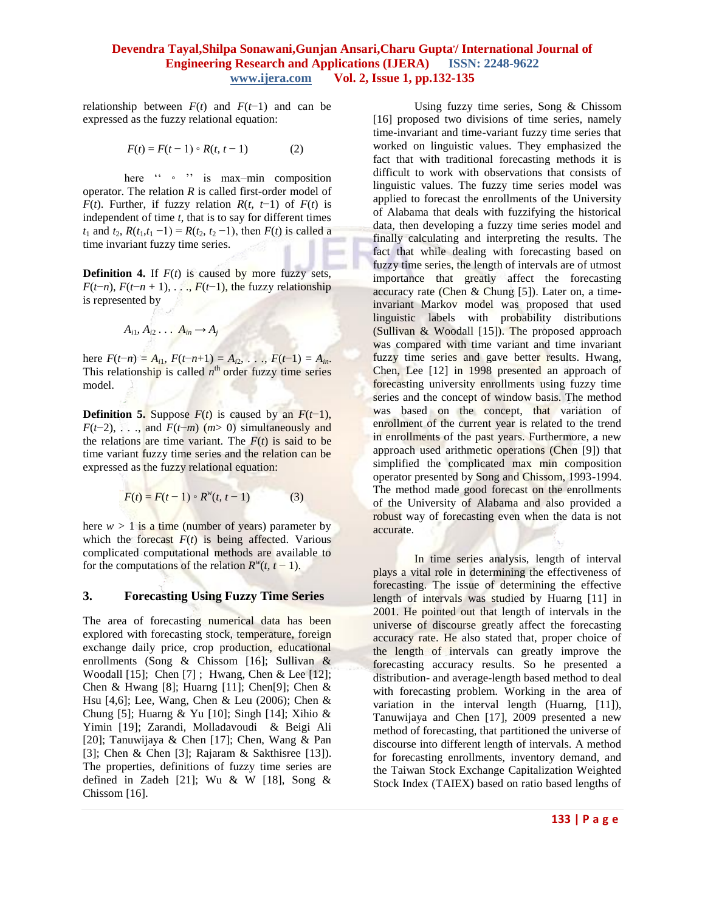relationship between $F(t)$ and $F(t-1)$ and can be expressed as the fuzzy relational equation:

$$F(t) = F(t-1) \circ R(t, t-1) \qquad (2)$$

here '' $\circ$ '' is max–min composition operator. The relation $R$ is called first-order model of $F(t)$. Further, if fuzzy relation $R(t, t-1)$ of $F(t)$ is independent of time $t$, that is to say for different times $t_1$ and $t_2$, $R(t_1,t_1-1) = R(t_2, t_2-1)$, then $F(t)$ is called a time invariant fuzzy time series.

**Definition 4.** If $F(t)$ is caused by more fuzzy sets, $F(t-n), F(t-n+1), \ldots, F(t-1)$, the fuzzy relationship is represented by

$$A_{i1}, A_{i2} \ldots A_{in} \rightarrow A_j$$

here $F(t-n) = A_{i1}$, $F(t-n+1) = A_{i2}$, . . ., $F(t-1) = A_{in}$. This relationship is called $n^{th}$ order fuzzy time series model.

**Definition 5.** Suppose $F(t)$ is caused by an $F(t-1)$, $F(t-2)$, . . ., and $F(t-m)$ ($m > 0$) simultaneously and the relations are time variant. The $F(t)$ is said to be time variant fuzzy time series and the relation can be expressed as the fuzzy relational equation:

$$F(t) = F(t-1) \circ R^w(t, t-1) \qquad (3)$$

here $w > 1$ is a time (number of years) parameter by which the forecast $F(t)$ is being affected. Various complicated computational methods are available to for the computations of the relation $R^w(t, t-1)$.

## 3. Forecasting Using Fuzzy Time Series

The area of forecasting numerical data has been explored with forecasting stock, temperature, foreign exchange daily price, crop production, educational enrollments (Song & Chissom [16]; Sullivan & Woodall [15]; Chen [7] ; Hwang, Chen & Lee [12]; Chen & Hwang [8]; Huarng [11]; Chen[9]; Chen & Hsu [4,6]; Lee, Wang, Chen & Leu (2006); Chen & Chung [5]; Huarng & Yu [10]; Singh [14]; Xihio & Yimin [19]; Zarandi, Molladavoudi & Beigi Ali [20]; Tanuwijaya & Chen [17]; Chen, Wang & Pan [3]; Chen & Chen [3]; Rajaram & Sakthisree [13]). The properties, definitions of fuzzy time series are defined in Zadeh [21]; Wu & W [18], Song & Chissom [16].

Using fuzzy time series, Song & Chissom [16] proposed two divisions of time series, namely time-invariant and time-variant fuzzy time series that worked on linguistic values. They emphasized the fact that with traditional forecasting methods it is difficult to work with observations that consists of linguistic values. The fuzzy time series model was applied to forecast the enrollments of the University of Alabama that deals with fuzzifying the historical data, then developing a fuzzy time series model and finally calculating and interpreting the results. The fact that while dealing with forecasting based on fuzzy time series, the length of intervals are of utmost importance that greatly affect the forecasting accuracy rate (Chen & Chung [5]). Later on, a time-invariant Markov model was proposed that used linguistic labels with probability distributions (Sullivan & Woodall [15]). The proposed approach was compared with time variant and time invariant fuzzy time series and gave better results. Hwang, Chen, Lee [12] in 1998 presented an approach of forecasting university enrollments using fuzzy time series and the concept of window basis. The method was based on the concept, that variation of enrollment of the current year is related to the trend in enrollments of the past years. Furthermore, a new approach used arithmetic operations (Chen [9]) that simplified the complicated max min composition operator presented by Song and Chissom, 1993-1994. The method made good forecast on the enrollments of the University of Alabama and also provided a robust way of forecasting even when the data is not accurate.

In time series analysis, length of interval plays a vital role in determining the effectiveness of forecasting. The issue of determining the effective length of intervals was studied by Huarng [11] in 2001. He pointed out that length of intervals in the universe of discourse greatly affect the forecasting accuracy rate. He also stated that, proper choice of the length of intervals can greatly improve the forecasting accuracy results. So he presented a distribution- and average-length based method to deal with forecasting problem. Working in the area of variation in the interval length (Huarng, [11]), Tanuwijaya and Chen [17], 2009 presented a new method of forecasting, that partitioned the universe of discourse into different length of intervals. A method for forecasting enrollments, inventory demand, and the Taiwan Stock Exchange Capitalization Weighted Stock Index (TAIEX) based on ratio based lengths of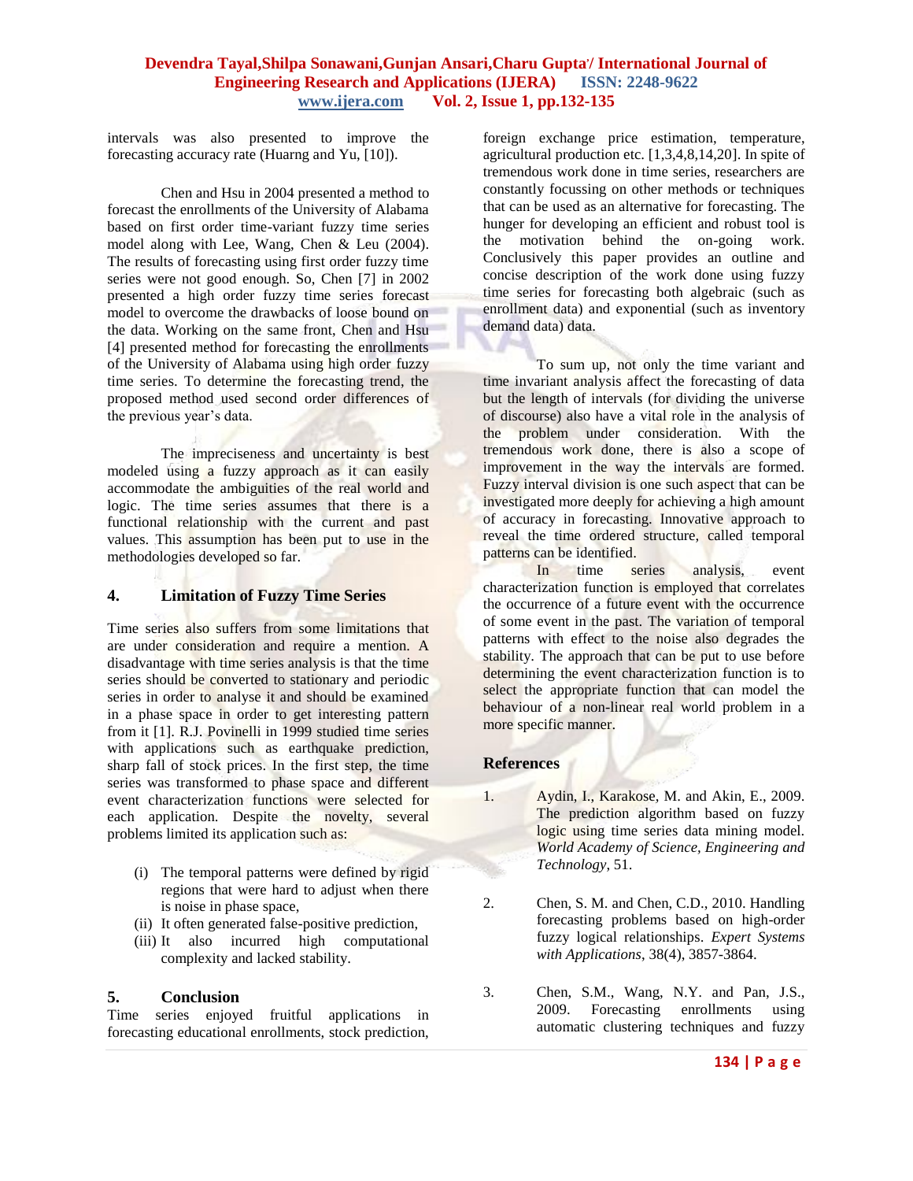intervals was also presented to improve the forecasting accuracy rate (Huarng and Yu, [10]).

Chen and Hsu in 2004 presented a method to forecast the enrollments of the University of Alabama based on first order time-variant fuzzy time series model along with Lee, Wang, Chen & Leu (2004). The results of forecasting using first order fuzzy time series were not good enough. So, Chen [7] in 2002 presented a high order fuzzy time series forecast model to overcome the drawbacks of loose bound on the data. Working on the same front, Chen and Hsu [4] presented method for forecasting the enrollments of the University of Alabama using high order fuzzy time series. To determine the forecasting trend, the proposed method used second order differences of the previous year's data.

The impreciseness and uncertainty is best modeled using a fuzzy approach as it can easily accommodate the ambiguities of the real world and logic. The time series assumes that there is a functional relationship with the current and past values. This assumption has been put to use in the methodologies developed so far.

## 4. Limitation of Fuzzy Time Series

Time series also suffers from some limitations that are under consideration and require a mention. A disadvantage with time series analysis is that the time series should be converted to stationary and periodic series in order to analyse it and should be examined in a phase space in order to get interesting pattern from it [1]. R.J. Povinelli in 1999 studied time series with applications such as earthquake prediction, sharp fall of stock prices. In the first step, the time series was transformed to phase space and different event characterization functions were selected for each application. Despite the novelty, several problems limited its application such as:

(i) The temporal patterns were defined by rigid regions that were hard to adjust when there is noise in phase space,
(ii) It often generated false-positive prediction,
(iii) It also incurred high computational complexity and lacked stability.

## 5. Conclusion

Time series enjoyed fruitful applications in forecasting educational enrollments, stock prediction, foreign exchange price estimation, temperature, agricultural production etc. [1,3,4,8,14,20]. In spite of tremendous work done in time series, researchers are constantly focussing on other methods or techniques that can be used as an alternative for forecasting. The hunger for developing an efficient and robust tool is the motivation behind the on-going work. Conclusively this paper provides an outline and concise description of the work done using fuzzy time series for forecasting both algebraic (such as enrollment data) and exponential (such as inventory demand data) data.

To sum up, not only the time variant and time invariant analysis affect the forecasting of data but the length of intervals (for dividing the universe of discourse) also have a vital role in the analysis of the problem under consideration. With the tremendous work done, there is also a scope of improvement in the way the intervals are formed. Fuzzy interval division is one such aspect that can be investigated more deeply for achieving a high amount of accuracy in forecasting. Innovative approach to reveal the time ordered structure, called temporal patterns can be identified.

In time series analysis, event characterization function is employed that correlates the occurrence of a future event with the occurrence of some event in the past. The variation of temporal patterns with effect to the noise also degrades the stability. The approach that can be put to use before determining the event characterization function is to select the appropriate function that can model the behaviour of a non-linear real world problem in a more specific manner.

## References

1. Aydin, I., Karakose, M. and Akin, E., 2009. The prediction algorithm based on fuzzy logic using time series data mining model. *World Academy of Science, Engineering and Technology*, 51.

2. Chen, S. M. and Chen, C.D., 2010. Handling forecasting problems based on high-order fuzzy logical relationships. *Expert Systems with Applications*, 38(4), 3857-3864.

3. Chen, S.M., Wang, N.Y. and Pan, J.S., 2009. Forecasting enrollments using automatic clustering techniques and fuzzy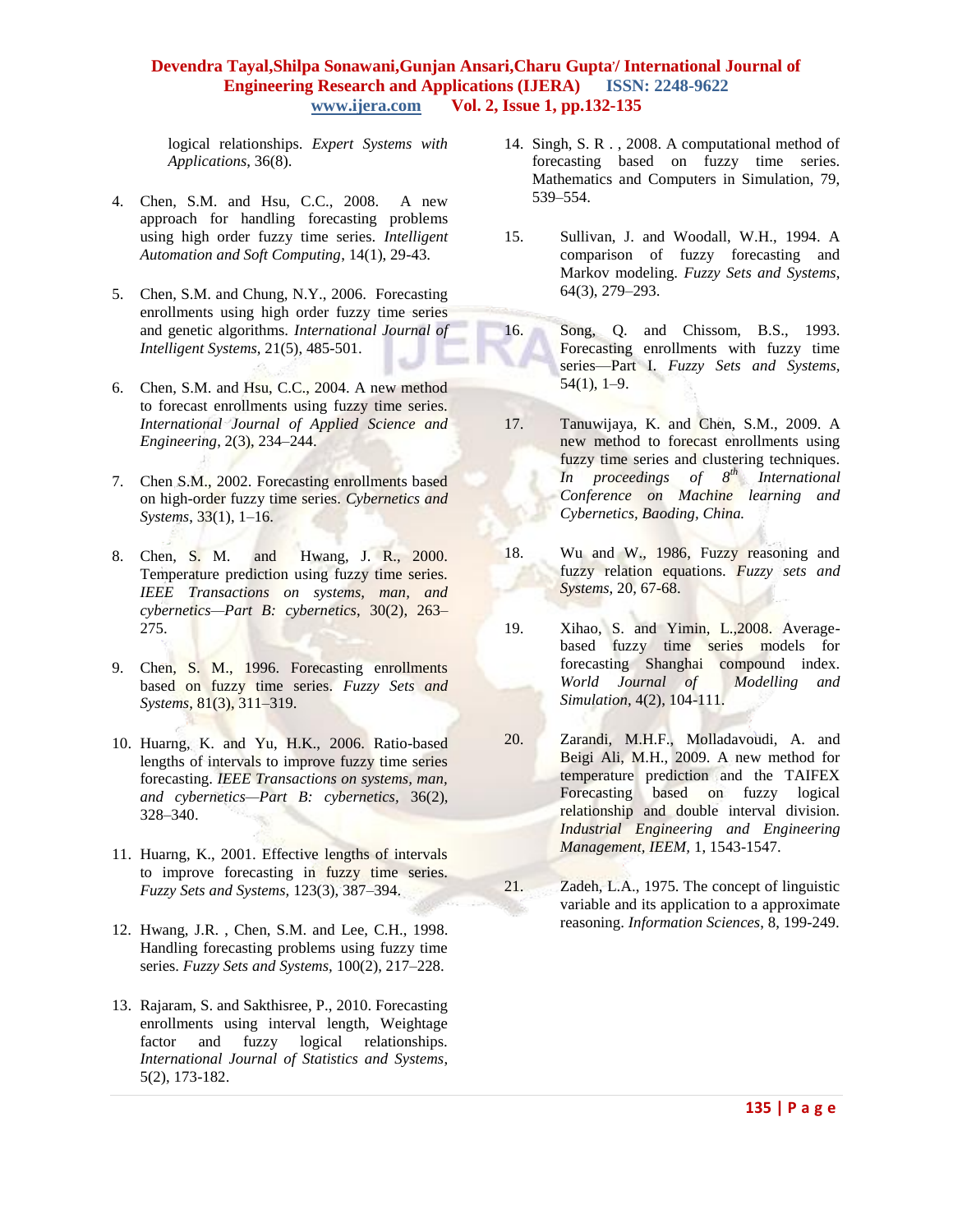logical relationships. *Expert Systems with Applications*, 36(8).

4. Chen, S.M. and Hsu, C.C., 2008. A new approach for handling forecasting problems using high order fuzzy time series. *Intelligent Automation and Soft Computing*, 14(1), 29-43.

5. Chen, S.M. and Chung, N.Y., 2006. Forecasting enrollments using high order fuzzy time series and genetic algorithms. *International Journal of Intelligent Systems*, 21(5), 485-501.

6. Chen, S.M. and Hsu, C.C., 2004. A new method to forecast enrollments using fuzzy time series. *International Journal of Applied Science and Engineering*, 2(3), 234–244.

7. Chen S.M., 2002. Forecasting enrollments based on high-order fuzzy time series. *Cybernetics and Systems*, 33(1), 1–16.

8. Chen, S. M. and Hwang, J. R., 2000. Temperature prediction using fuzzy time series. *IEEE Transactions on systems, man, and cybernetics—Part B: cybernetics*, 30(2), 263–275.

9. Chen, S. M., 1996. Forecasting enrollments based on fuzzy time series. *Fuzzy Sets and Systems*, 81(3), 311–319.

10. Huarng, K. and Yu, H.K., 2006. Ratio-based lengths of intervals to improve fuzzy time series forecasting. *IEEE Transactions on systems, man, and cybernetics—Part B: cybernetics*, 36(2), 328–340.

11. Huarng, K., 2001. Effective lengths of intervals to improve forecasting in fuzzy time series. *Fuzzy Sets and Systems*, 123(3), 387–394.

12. Hwang, J.R. , Chen, S.M. and Lee, C.H., 1998. Handling forecasting problems using fuzzy time series. *Fuzzy Sets and Systems*, 100(2), 217–228.

13. Rajaram, S. and Sakthisree, P., 2010. Forecasting enrollments using interval length, Weightage factor and fuzzy logical relationships. *International Journal of Statistics and Systems*, 5(2), 173-182.

14. Singh, S. R . , 2008. A computational method of forecasting based on fuzzy time series. Mathematics and Computers in Simulation, 79, 539–554.

15. Sullivan, J. and Woodall, W.H., 1994. A comparison of fuzzy forecasting and Markov modeling. *Fuzzy Sets and Systems*, 64(3), 279–293.

16. Song, Q. and Chissom, B.S., 1993. Forecasting enrollments with fuzzy time series—Part I. *Fuzzy Sets and Systems*, 54(1), 1–9.

17. Tanuwijaya, K. and Chen, S.M., 2009. A new method to forecast enrollments using fuzzy time series and clustering techniques. *In proceedings of 8th International Conference on Machine learning and Cybernetics, Baoding, China.*

18. Wu and W., 1986, Fuzzy reasoning and fuzzy relation equations. *Fuzzy sets and Systems*, 20, 67-68.

19. Xihao, S. and Yimin, L.,2008. Average-based fuzzy time series models for forecasting Shanghai compound index. *World Journal of Modelling and Simulation*, 4(2), 104-111.

20. Zarandi, M.H.F., Molladavoudi, A. and Beigi Ali, M.H., 2009. A new method for temperature prediction and the TAIFEX Forecasting based on fuzzy logical relationship and double interval division. *Industrial Engineering and Engineering Management, IEEM*, 1, 1543-1547.

21. Zadeh, L.A., 1975. The concept of linguistic variable and its application to a approximate reasoning. *Information Sciences*, 8, 199-249.